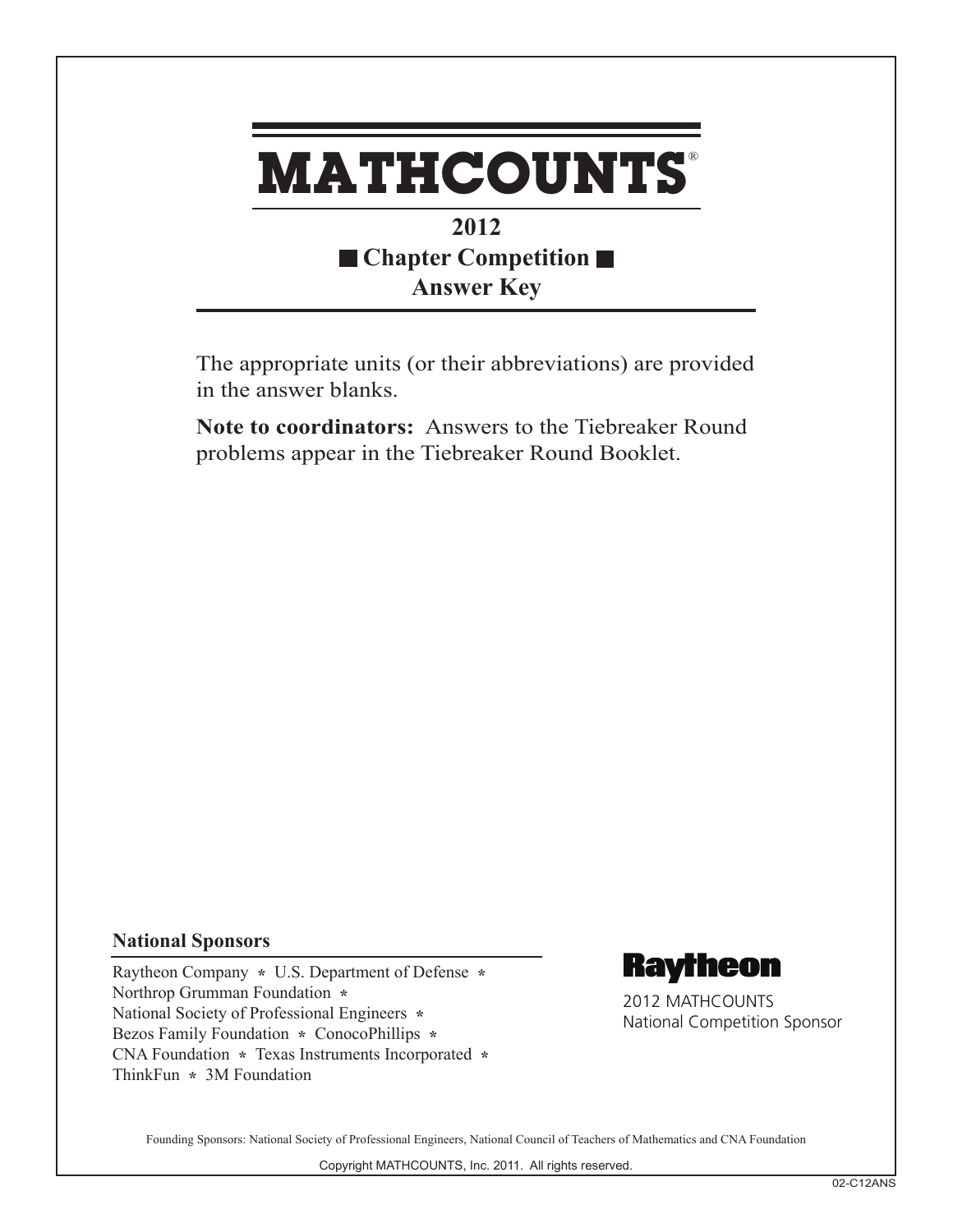# MATHCOUNTS®

## 2012

## Chapter Competition

## Answer Key

The appropriate units (or their abbreviations) are provided in the answer blanks.

**Note to coordinators:** Answers to the Tiebreaker Round problems appear in the Tiebreaker Round Booklet.

**National Sponsors**

Raytheon Company * U.S. Department of Defense *
Northrop Grumman Foundation *
National Society of Professional Engineers *
Bezos Family Foundation * ConocoPhillips *
CNA Foundation * Texas Instruments Incorporated *
ThinkFun * 3M Foundation

Raytheon

2012 MATHCOUNTS
National Competition Sponsor

Founding Sponsors: National Society of Professional Engineers, National Council of Teachers of Mathematics and CNA Foundation

Copyright MATHCOUNTS, Inc. 2011. All rights reserved.

02-C12ANS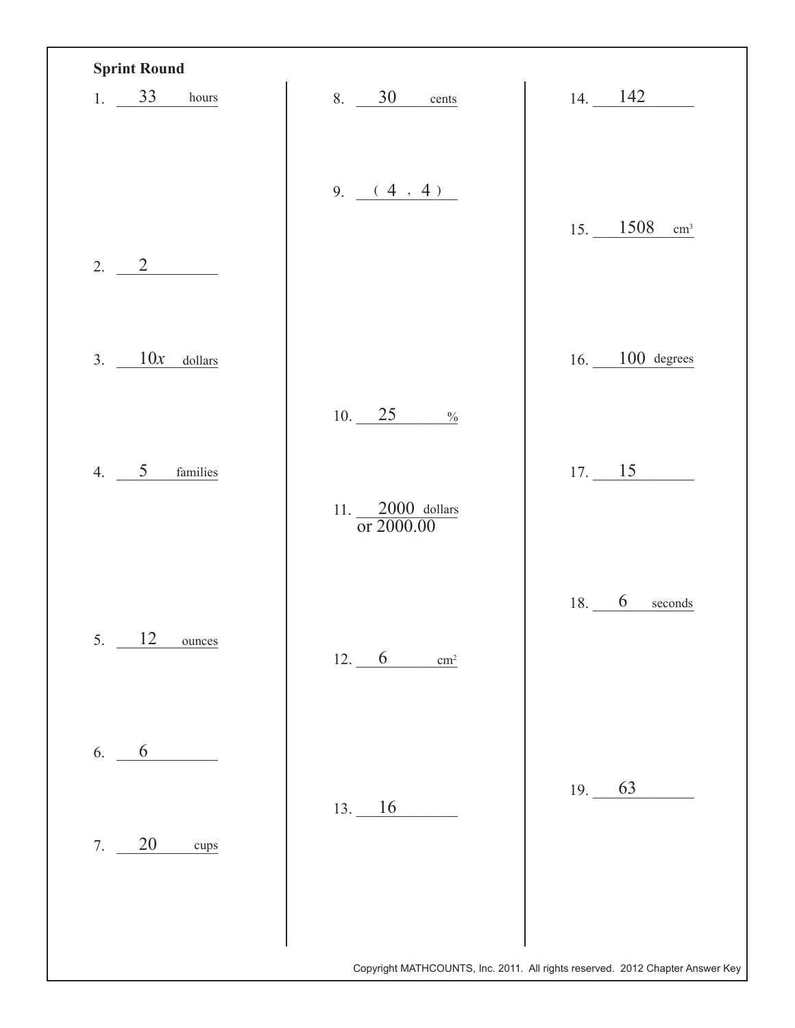## Sprint Round

1. 33 hours

2. 2

3. $10x$ dollars

4. 5 families

5. 12 ounces

6. 6

7. 20 cups

8. 30 cents

9. (4, 4)

10. 25 %

11. 2000 dollars or 2000.00

12. 6 $cm^2$

13. 16

14. 142

15. 1508 $cm^3$

16. 100 degrees

17. 15

18. 6 seconds

19. 63

Copyright MATHCOUNTS, Inc. 2011. All rights reserved. 2012 Chapter Answer Key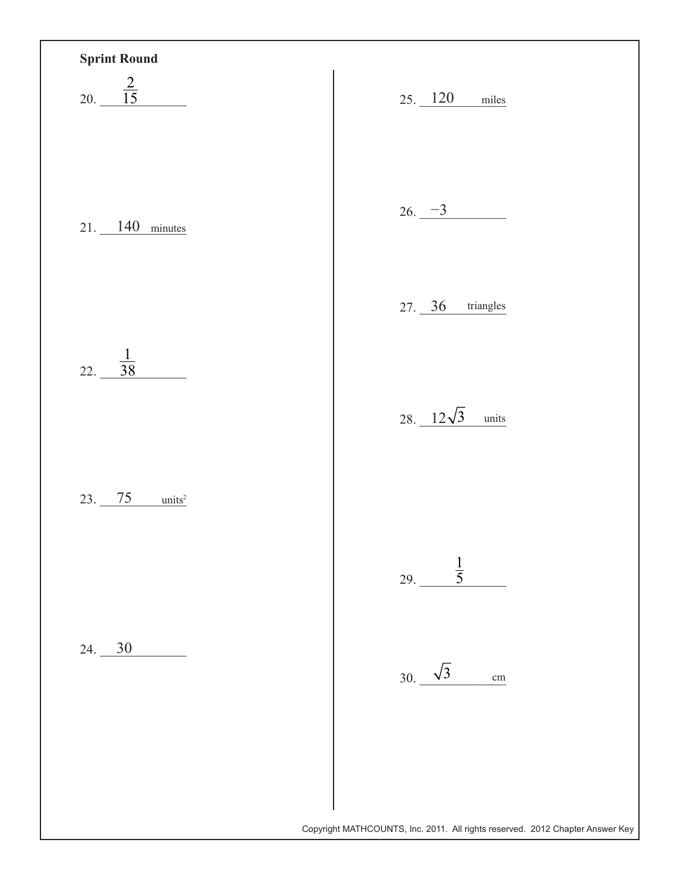**Sprint Round**

20. $\frac{2}{15}$

21. 140 minutes

22. $\frac{1}{38}$

23. 75 units$^2$

24. 30

25. 120 miles

26. $-3$

27. 36 triangles

28. $12\sqrt{3}$ units

29. $\frac{1}{5}$

30. $\sqrt{3}$ cm

Copyright MATHCOUNTS, Inc. 2011. All rights reserved. 2012 Chapter Answer Key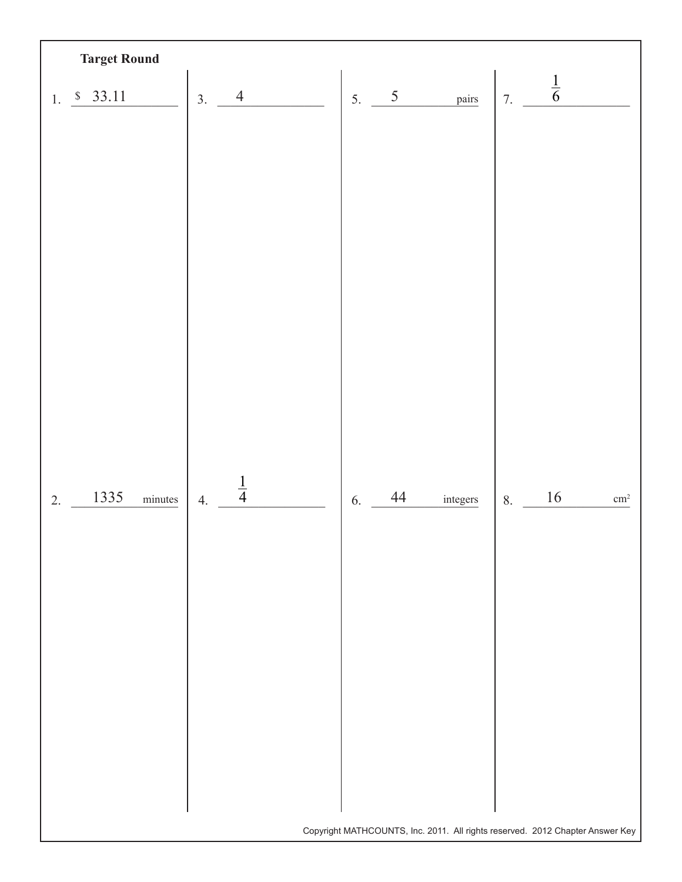**Target Round**

1. $ 33.11

2. 1335 minutes

3. 4

4. $\frac{1}{4}$

5. 5 pairs

6. 44 integers

7. $\frac{1}{6}$

8. 16 $cm^2$

Copyright MATHCOUNTS, Inc. 2011. All rights reserved. 2012 Chapter Answer Key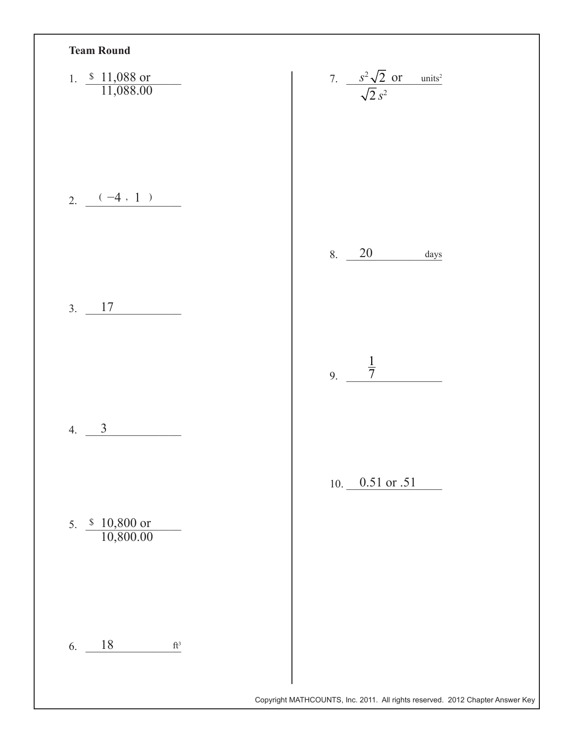**Team Round**

1. \$ 11,088 or 11,088.00

2. ( −4 , 1 )

3. 17

4. 3

5. \$ 10,800 or 10,800.00

6. 18 ft³

7. $s^2\sqrt{2}$ or $\sqrt{2}\,s^2$ units²

8. 20 days

9. $\frac{1}{7}$

10. 0.51 or .51

Copyright MATHCOUNTS, Inc. 2011. All rights reserved. 2012 Chapter Answer Key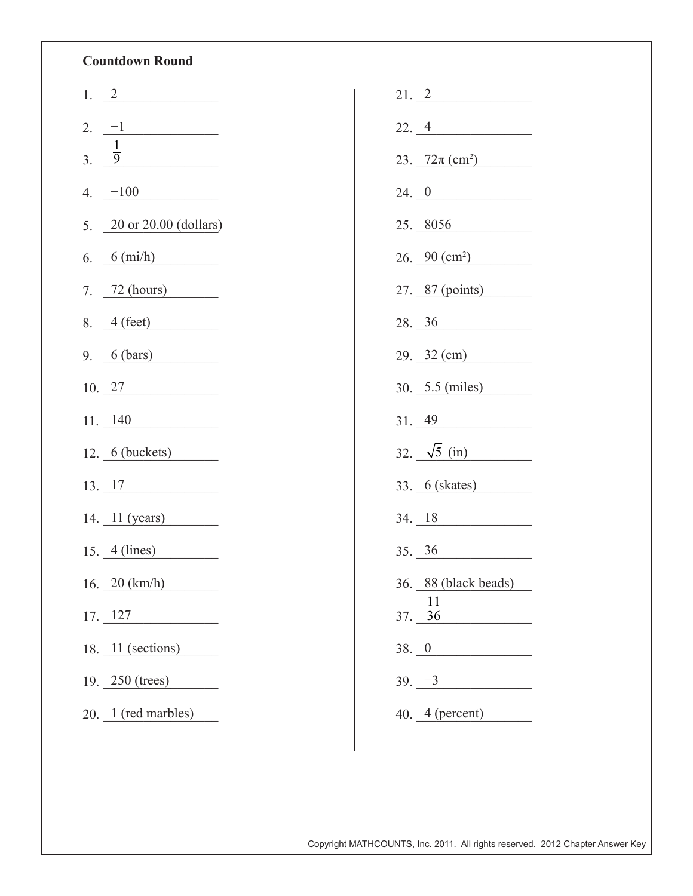**Countdown Round**

1. 2
2. −1
3. $\frac{1}{9}$
4. −100
5. 20 or 20.00 (dollars)
6. 6 (mi/h)
7. 72 (hours)
8. 4 (feet)
9. 6 (bars)
10. 27
11. 140
12. 6 (buckets)
13. 17
14. 11 (years)
15. 4 (lines)
16. 20 (km/h)
17. 127
18. 11 (sections)
19. 250 (trees)
20. 1 (red marbles)
21. 2
22. 4
23. $72\pi$ ($cm^2$)
24. 0
25. 8056
26. 90 ($cm^2$)
27. 87 (points)
28. 36
29. 32 (cm)
30. 5.5 (miles)
31. 49
32. $\sqrt{5}$ (in)
33. 6 (skates)
34. 18
35. 36
36. 88 (black beads)
37. $\frac{11}{36}$
38. 0
39. −3
40. 4 (percent)

Copyright MATHCOUNTS, Inc. 2011. All rights reserved. 2012 Chapter Answer Key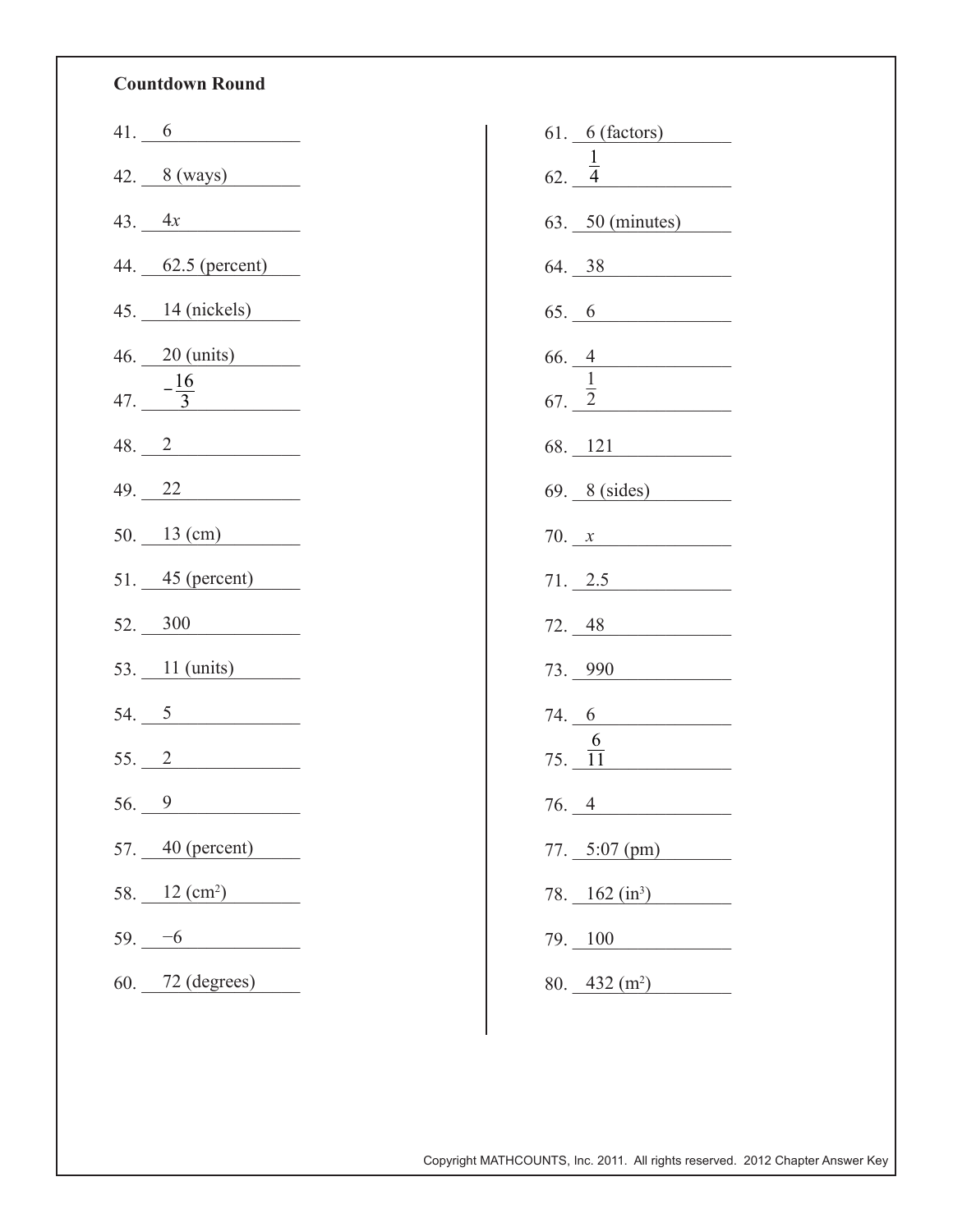**Countdown Round**

41. 6
42. 8 (ways)
43. $4x$
44. 62.5 (percent)
45. 14 (nickels)
46. 20 (units)
47. $-\frac{16}{3}$
48. 2
49. 22
50. 13 (cm)
51. 45 (percent)
52. 300
53. 11 (units)
54. 5
55. 2
56. 9
57. 40 (percent)
58. 12 ($cm^2$)
59. −6
60. 72 (degrees)
61. 6 (factors)
62. $\frac{1}{4}$
63. 50 (minutes)
64. 38
65. 6
66. 4
67. $\frac{1}{2}$
68. 121
69. 8 (sides)
70. $x$
71. 2.5
72. 48
73. 990
74. 6
75. $\frac{6}{11}$
76. 4
77. 5:07 (pm)
78. 162 ($in^3$)
79. 100
80. 432 ($m^2$)

Copyright MATHCOUNTS, Inc. 2011. All rights reserved. 2012 Chapter Answer Key